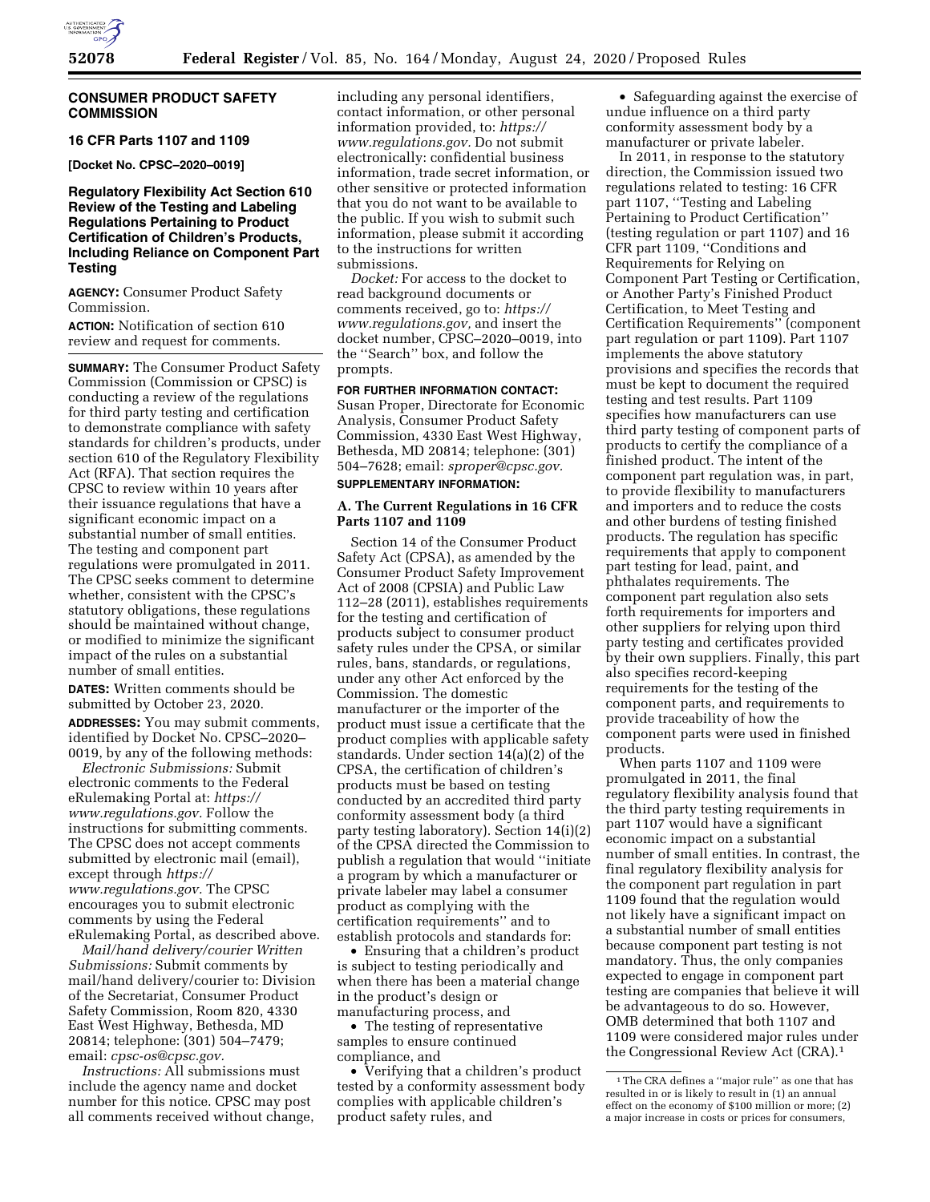## CONSUMER PRODUCT SAFETY COMMISSION

### 16 CFR Parts 1107 and 1109

**[Docket No. CPSC–2020–0019]**

### Regulatory Flexibility Act Section 610 Review of the Testing and Labeling Regulations Pertaining to Product Certification of Children's Products, Including Reliance on Component Part Testing

**AGENCY:** Consumer Product Safety Commission.

**ACTION:** Notification of section 610 review and request for comments.

**SUMMARY:** The Consumer Product Safety Commission (Commission or CPSC) is conducting a review of the regulations for third party testing and certification to demonstrate compliance with safety standards for children's products, under section 610 of the Regulatory Flexibility Act (RFA). That section requires the CPSC to review within 10 years after their issuance regulations that have a significant economic impact on a substantial number of small entities. The testing and component part regulations were promulgated in 2011. The CPSC seeks comment to determine whether, consistent with the CPSC's statutory obligations, these regulations should be maintained without change, or modified to minimize the significant impact of the rules on a substantial number of small entities.

**DATES:** Written comments should be submitted by October 23, 2020.

**ADDRESSES:** You may submit comments, identified by Docket No. CPSC–2020–0019, by any of the following methods:

*Electronic Submissions:* Submit electronic comments to the Federal eRulemaking Portal at: *https://www.regulations.gov.* Follow the instructions for submitting comments. The CPSC does not accept comments submitted by electronic mail (email), except through *https://www.regulations.gov.* The CPSC encourages you to submit electronic comments by using the Federal eRulemaking Portal, as described above.

*Mail/hand delivery/courier Written Submissions:* Submit comments by mail/hand delivery/courier to: Division of the Secretariat, Consumer Product Safety Commission, Room 820, 4330 East West Highway, Bethesda, MD 20814; telephone: (301) 504–7479; email: *cpsc-os@cpsc.gov.*

*Instructions:* All submissions must include the agency name and docket number for this notice. CPSC may post all comments received without change, including any personal identifiers, contact information, or other personal information provided, to: *https://www.regulations.gov.* Do not submit electronically: confidential business information, trade secret information, or other sensitive or protected information that you do not want to be available to the public. If you wish to submit such information, please submit it according to the instructions for written submissions.

*Docket:* For access to the docket to read background documents or comments received, go to: *https://www.regulations.gov,* and insert the docket number, CPSC–2020–0019, into the "Search" box, and follow the prompts.

**FOR FURTHER INFORMATION CONTACT:** Susan Proper, Directorate for Economic Analysis, Consumer Product Safety Commission, 4330 East West Highway, Bethesda, MD 20814; telephone: (301) 504–7628; email: *sproper@cpsc.gov.*

**SUPPLEMENTARY INFORMATION:**

### A. The Current Regulations in 16 CFR Parts 1107 and 1109

Section 14 of the Consumer Product Safety Act (CPSA), as amended by the Consumer Product Safety Improvement Act of 2008 (CPSIA) and Public Law 112–28 (2011), establishes requirements for the testing and certification of products subject to consumer product safety rules under the CPSA, or similar rules, bans, standards, or regulations, under any other Act enforced by the Commission. The domestic manufacturer or the importer of the product must issue a certificate that the product complies with applicable safety standards. Under section 14(a)(2) of the CPSA, the certification of children's products must be based on testing conducted by an accredited third party conformity assessment body (a third party testing laboratory). Section 14(i)(2) of the CPSA directed the Commission to publish a regulation that would "initiate a program by which a manufacturer or private labeler may label a consumer product as complying with the certification requirements" and to establish protocols and standards for:

- Ensuring that a children's product is subject to testing periodically and when there has been a material change in the product's design or manufacturing process, and
- The testing of representative samples to ensure continued compliance, and
- Verifying that a children's product tested by a conformity assessment body complies with applicable children's product safety rules, and
- Safeguarding against the exercise of undue influence on a third party conformity assessment body by a manufacturer or private labeler.

In 2011, in response to the statutory direction, the Commission issued two regulations related to testing: 16 CFR part 1107, "Testing and Labeling Pertaining to Product Certification" (testing regulation or part 1107) and 16 CFR part 1109, "Conditions and Requirements for Relying on Component Part Testing or Certification, or Another Party's Finished Product Certification, to Meet Testing and Certification Requirements" (component part regulation or part 1109). Part 1107 implements the above statutory provisions and specifies the records that must be kept to document the required testing and test results. Part 1109 specifies how manufacturers can use third party testing of component parts of products to certify the compliance of a finished product. The intent of the component part regulation was, in part, to provide flexibility to manufacturers and importers and to reduce the costs and other burdens of testing finished products. The regulation has specific requirements that apply to component part testing for lead, paint, and phthalates requirements. The component part regulation also sets forth requirements for importers and other suppliers for relying upon third party testing and certificates provided by their own suppliers. Finally, this part also specifies record-keeping requirements for the testing of the component parts, and requirements to provide traceability of how the component parts were used in finished products.

When parts 1107 and 1109 were promulgated in 2011, the final regulatory flexibility analysis found that the third party testing requirements in part 1107 would have a significant economic impact on a substantial number of small entities. In contrast, the final regulatory flexibility analysis for the component part regulation in part 1109 found that the regulation would not likely have a significant impact on a substantial number of small entities because component part testing is not mandatory. Thus, the only companies expected to engage in component part testing are companies that believe it will be advantageous to do so. However, OMB determined that both 1107 and 1109 were considered major rules under the Congressional Review Act (CRA).[1]

[1] The CRA defines a "major rule" as one that has resulted in or is likely to result in (1) an annual effect on the economy of $100 million or more; (2) a major increase in costs or prices for consumers,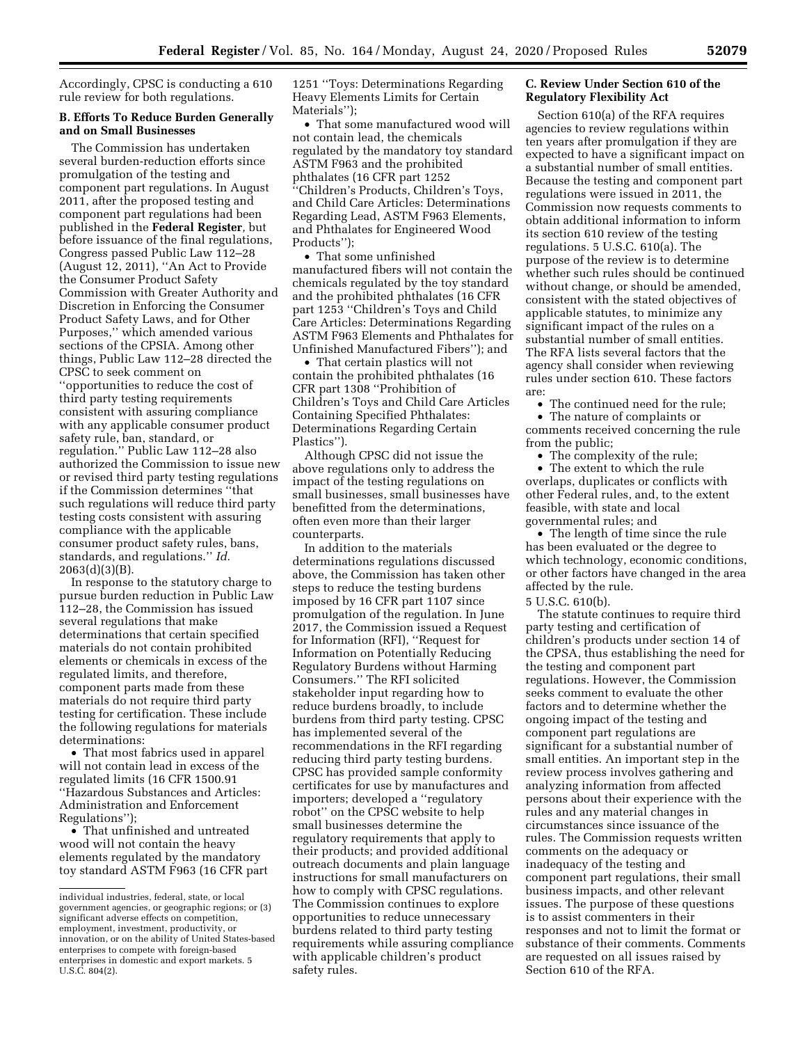Accordingly, CPSC is conducting a 610 rule review for both regulations.

### B. Efforts To Reduce Burden Generally and on Small Businesses

The Commission has undertaken several burden-reduction efforts since promulgation of the testing and component part regulations. In August 2011, after the proposed testing and component part regulations had been published in the **Federal Register**, but before issuance of the final regulations, Congress passed Public Law 112–28 (August 12, 2011), ''An Act to Provide the Consumer Product Safety Commission with Greater Authority and Discretion in Enforcing the Consumer Product Safety Laws, and for Other Purposes,'' which amended various sections of the CPSIA. Among other things, Public Law 112–28 directed the CPSC to seek comment on ''opportunities to reduce the cost of third party testing requirements consistent with assuring compliance with any applicable consumer product safety rule, ban, standard, or regulation.'' Public Law 112–28 also authorized the Commission to issue new or revised third party testing regulations if the Commission determines ''that such regulations will reduce third party testing costs consistent with assuring compliance with the applicable consumer product safety rules, bans, standards, and regulations.'' *Id.* 2063(d)(3)(B).

In response to the statutory charge to pursue burden reduction in Public Law 112–28, the Commission has issued several regulations that make determinations that certain specified materials do not contain prohibited elements or chemicals in excess of the regulated limits, and therefore, component parts made from these materials do not require third party testing for certification. These include the following regulations for materials determinations:

- That most fabrics used in apparel will not contain lead in excess of the regulated limits (16 CFR 1500.91 ''Hazardous Substances and Articles: Administration and Enforcement Regulations'');
- That unfinished and untreated wood will not contain the heavy elements regulated by the mandatory toy standard ASTM F963 (16 CFR part 1251 ''Toys: Determinations Regarding Heavy Elements Limits for Certain Materials'');
- That some manufactured wood will not contain lead, the chemicals regulated by the mandatory toy standard ASTM F963 and the prohibited phthalates (16 CFR part 1252 ''Children's Products, Children's Toys, and Child Care Articles: Determinations Regarding Lead, ASTM F963 Elements, and Phthalates for Engineered Wood Products'');
- That some unfinished manufactured fibers will not contain the chemicals regulated by the toy standard and the prohibited phthalates (16 CFR part 1253 ''Children's Toys and Child Care Articles: Determinations Regarding ASTM F963 Elements and Phthalates for Unfinished Manufactured Fibers''); and
- That certain plastics will not contain the prohibited phthalates (16 CFR part 1308 ''Prohibition of Children's Toys and Child Care Articles Containing Specified Phthalates: Determinations Regarding Certain Plastics'').

Although CPSC did not issue the above regulations only to address the impact of the testing regulations on small businesses, small businesses have benefitted from the determinations, often even more than their larger counterparts.

In addition to the materials determinations regulations discussed above, the Commission has taken other steps to reduce the testing burdens imposed by 16 CFR part 1107 since promulgation of the regulation. In June 2017, the Commission issued a Request for Information (RFI), ''Request for Information on Potentially Reducing Regulatory Burdens without Harming Consumers.'' The RFI solicited stakeholder input regarding how to reduce burdens broadly, to include burdens from third party testing. CPSC has implemented several of the recommendations in the RFI regarding reducing third party testing burdens. CPSC has provided sample conformity certificates for use by manufactures and importers; developed a ''regulatory robot'' on the CPSC website to help small businesses determine the regulatory requirements that apply to their products; and provided additional outreach documents and plain language instructions for small manufacturers on how to comply with CPSC regulations. The Commission continues to explore opportunities to reduce unnecessary burdens related to third party testing requirements while assuring compliance with applicable children's product safety rules.

### C. Review Under Section 610 of the Regulatory Flexibility Act

Section 610(a) of the RFA requires agencies to review regulations within ten years after promulgation if they are expected to have a significant impact on a substantial number of small entities. Because the testing and component part regulations were issued in 2011, the Commission now requests comments to obtain additional information to inform its section 610 review of the testing regulations. 5 U.S.C. 610(a). The purpose of the review is to determine whether such rules should be continued without change, or should be amended, consistent with the stated objectives of applicable statutes, to minimize any significant impact of the rules on a substantial number of small entities. The RFA lists several factors that the agency shall consider when reviewing rules under section 610. These factors are:

- The continued need for the rule;
- The nature of complaints or comments received concerning the rule from the public;
- The complexity of the rule;
- The extent to which the rule overlaps, duplicates or conflicts with other Federal rules, and, to the extent feasible, with state and local governmental rules; and
- The length of time since the rule has been evaluated or the degree to which technology, economic conditions, or other factors have changed in the area affected by the rule.

5 U.S.C. 610(b).

The statute continues to require third party testing and certification of children's products under section 14 of the CPSA, thus establishing the need for the testing and component part regulations. However, the Commission seeks comment to evaluate the other factors and to determine whether the ongoing impact of the testing and component part regulations are significant for a substantial number of small entities. An important step in the review process involves gathering and analyzing information from affected persons about their experience with the rules and any material changes in circumstances since issuance of the rules. The Commission requests written comments on the adequacy or inadequacy of the testing and component part regulations, their small business impacts, and other relevant issues. The purpose of these questions is to assist commenters in their responses and not to limit the format or substance of their comments. Comments are requested on all issues raised by Section 610 of the RFA.

---

individual industries, federal, state, or local government agencies, or geographic regions; or (3) significant adverse effects on competition, employment, investment, productivity, or innovation, or on the ability of United States-based enterprises to compete with foreign-based enterprises in domestic and export markets. 5 U.S.C. 804(2).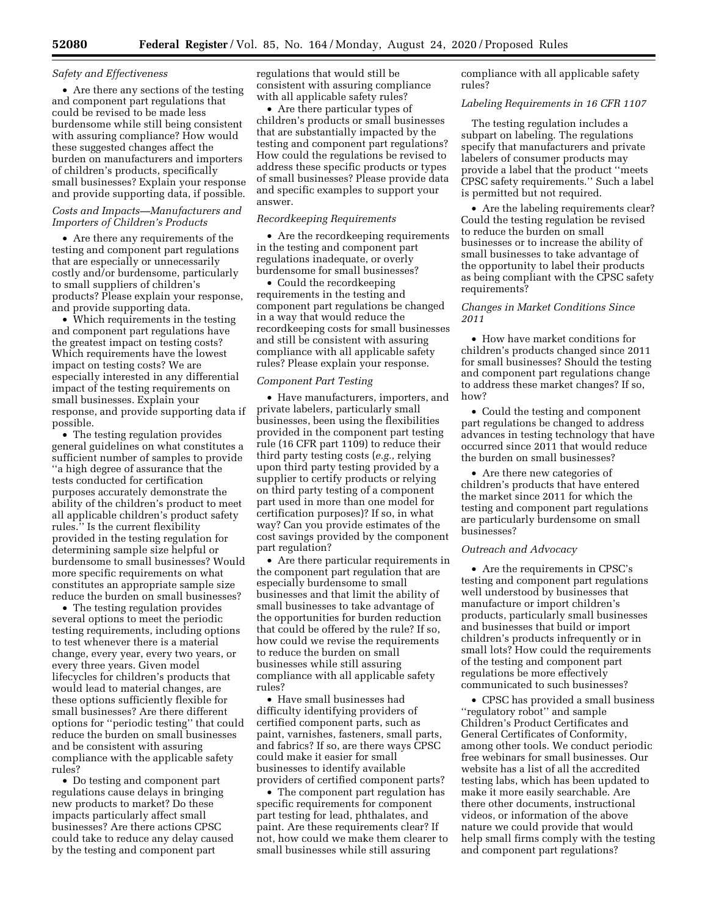*Safety and Effectiveness*

- Are there any sections of the testing and component part regulations that could be revised to be made less burdensome while still being consistent with assuring compliance? How would these suggested changes affect the burden on manufacturers and importers of children's products, specifically small businesses? Explain your response and provide supporting data, if possible.

*Costs and Impacts—Manufacturers and Importers of Children's Products*

- Are there any requirements of the testing and component part regulations that are especially or unnecessarily costly and/or burdensome, particularly to small suppliers of children's products? Please explain your response, and provide supporting data.
- Which requirements in the testing and component part regulations have the greatest impact on testing costs? Which requirements have the lowest impact on testing costs? We are especially interested in any differential impact of the testing requirements on small businesses. Explain your response, and provide supporting data if possible.
- The testing regulation provides general guidelines on what constitutes a sufficient number of samples to provide ''a high degree of assurance that the tests conducted for certification purposes accurately demonstrate the ability of the children's product to meet all applicable children's product safety rules.'' Is the current flexibility provided in the testing regulation for determining sample size helpful or burdensome to small businesses? Would more specific requirements on what constitutes an appropriate sample size reduce the burden on small businesses?
- The testing regulation provides several options to meet the periodic testing requirements, including options to test whenever there is a material change, every year, every two years, or every three years. Given model lifecycles for children's products that would lead to material changes, are these options sufficiently flexible for small businesses? Are there different options for ''periodic testing'' that could reduce the burden on small businesses and be consistent with assuring compliance with the applicable safety rules?
- Do testing and component part regulations cause delays in bringing new products to market? Do these impacts particularly affect small businesses? Are there actions CPSC could take to reduce any delay caused by the testing and component part regulations that would still be consistent with assuring compliance with all applicable safety rules?
- Are there particular types of children's products or small businesses that are substantially impacted by the testing and component part regulations? How could the regulations be revised to address these specific products or types of small businesses? Please provide data and specific examples to support your answer.

*Recordkeeping Requirements*

- Are the recordkeeping requirements in the testing and component part regulations inadequate, or overly burdensome for small businesses?
- Could the recordkeeping requirements in the testing and component part regulations be changed in a way that would reduce the recordkeeping costs for small businesses and still be consistent with assuring compliance with all applicable safety rules? Please explain your response.

*Component Part Testing*

- Have manufacturers, importers, and private labelers, particularly small businesses, been using the flexibilities provided in the component part testing rule (16 CFR part 1109) to reduce their third party testing costs (*e.g.,* relying upon third party testing provided by a supplier to certify products or relying on third party testing of a component part used in more than one model for certification purposes)? If so, in what way? Can you provide estimates of the cost savings provided by the component part regulation?
- Are there particular requirements in the component part regulation that are especially burdensome to small businesses and that limit the ability of small businesses to take advantage of the opportunities for burden reduction that could be offered by the rule? If so, how could we revise the requirements to reduce the burden on small businesses while still assuring compliance with all applicable safety rules?
- Have small businesses had difficulty identifying providers of certified component parts, such as paint, varnishes, fasteners, small parts, and fabrics? If so, are there ways CPSC could make it easier for small businesses to identify available providers of certified component parts?
- The component part regulation has specific requirements for component part testing for lead, phthalates, and paint. Are these requirements clear? If not, how could we make them clearer to small businesses while still assuring compliance with all applicable safety rules?

*Labeling Requirements in 16 CFR 1107*

The testing regulation includes a subpart on labeling. The regulations specify that manufacturers and private labelers of consumer products may provide a label that the product ''meets CPSC safety requirements.'' Such a label is permitted but not required.

- Are the labeling requirements clear? Could the testing regulation be revised to reduce the burden on small businesses or to increase the ability of small businesses to take advantage of the opportunity to label their products as being compliant with the CPSC safety requirements?

*Changes in Market Conditions Since 2011*

- How have market conditions for children's products changed since 2011 for small businesses? Should the testing and component part regulations change to address these market changes? If so, how?
- Could the testing and component part regulations be changed to address advances in testing technology that have occurred since 2011 that would reduce the burden on small businesses?
- Are there new categories of children's products that have entered the market since 2011 for which the testing and component part regulations are particularly burdensome on small businesses?

*Outreach and Advocacy*

- Are the requirements in CPSC's testing and component part regulations well understood by businesses that manufacture or import children's products, particularly small businesses and businesses that build or import children's products infrequently or in small lots? How could the requirements of the testing and component part regulations be more effectively communicated to such businesses?
- CPSC has provided a small business ''regulatory robot'' and sample Children's Product Certificates and General Certificates of Conformity, among other tools. We conduct periodic free webinars for small businesses. Our website has a list of all the accredited testing labs, which has been updated to make it more easily searchable. Are there other documents, instructional videos, or information of the above nature we could provide that would help small firms comply with the testing and component part regulations?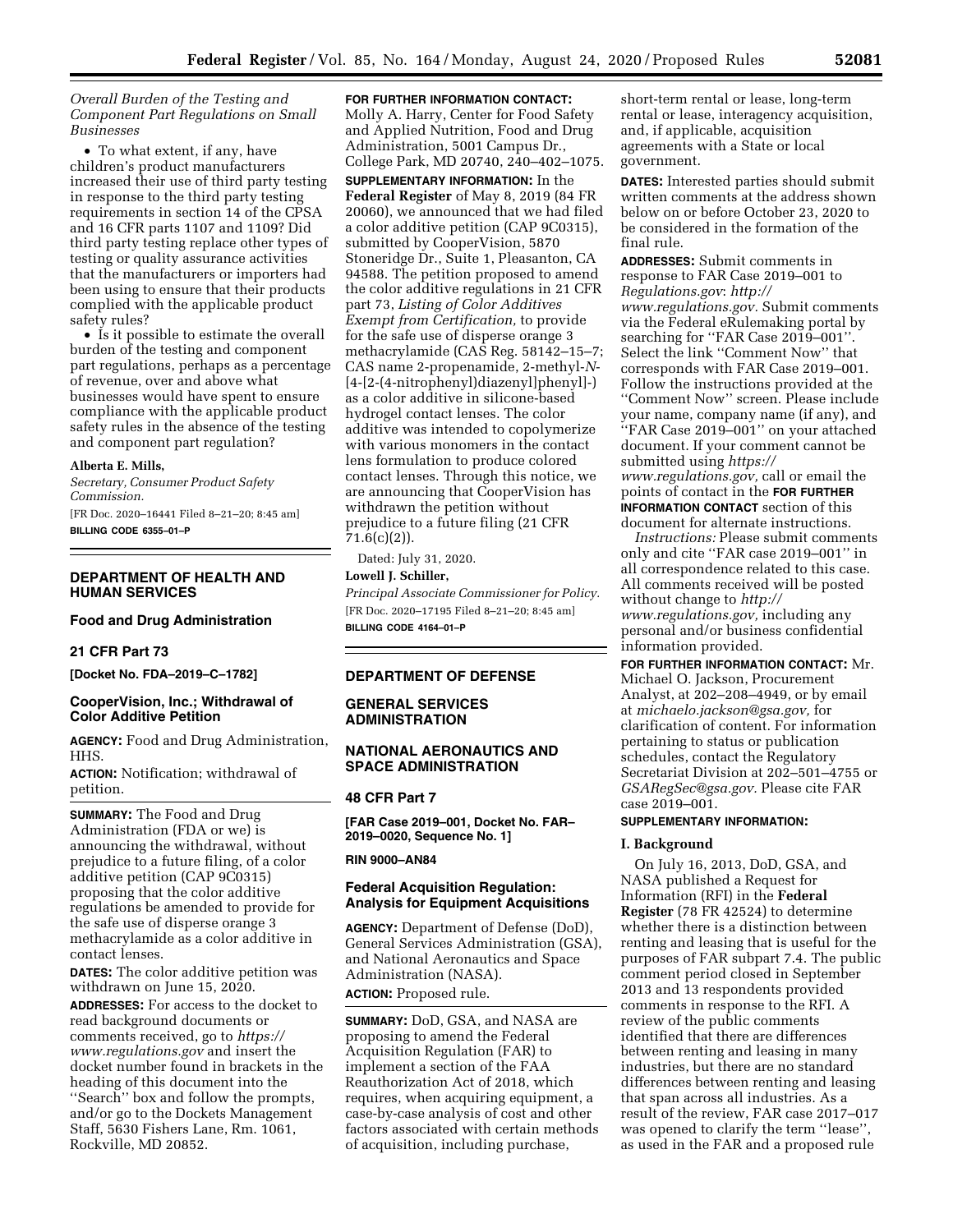*Overall Burden of the Testing and Component Part Regulations on Small Businesses*

- To what extent, if any, have children's product manufacturers increased their use of third party testing in response to the third party testing requirements in section 14 of the CPSA and 16 CFR parts 1107 and 1109? Did third party testing replace other types of testing or quality assurance activities that the manufacturers or importers had been using to ensure that their products complied with the applicable product safety rules?
- Is it possible to estimate the overall burden of the testing and component part regulations, perhaps as a percentage of revenue, over and above what businesses would have spent to ensure compliance with the applicable product safety rules in the absence of the testing and component part regulation?

**Alberta E. Mills,**

*Secretary, Consumer Product Safety Commission.*

[FR Doc. 2020–16441 Filed 8–21–20; 8:45 am]

**BILLING CODE 6355–01–P**

## DEPARTMENT OF HEALTH AND HUMAN SERVICES

### Food and Drug Administration

### 21 CFR Part 73

**[Docket No. FDA–2019–C–1782]**

### CooperVision, Inc.; Withdrawal of Color Additive Petition

**AGENCY:** Food and Drug Administration, HHS.

**ACTION:** Notification; withdrawal of petition.

**SUMMARY:** The Food and Drug Administration (FDA or we) is announcing the withdrawal, without prejudice to a future filing, of a color additive petition (CAP 9C0315) proposing that the color additive regulations be amended to provide for the safe use of disperse orange 3 methacrylamide as a color additive in contact lenses.

**DATES:** The color additive petition was withdrawn on June 15, 2020.

**ADDRESSES:** For access to the docket to read background documents or comments received, go to *https://www.regulations.gov* and insert the docket number found in brackets in the heading of this document into the ''Search'' box and follow the prompts, and/or go to the Dockets Management Staff, 5630 Fishers Lane, Rm. 1061, Rockville, MD 20852.

**FOR FURTHER INFORMATION CONTACT:** Molly A. Harry, Center for Food Safety and Applied Nutrition, Food and Drug Administration, 5001 Campus Dr., College Park, MD 20740, 240–402–1075.

**SUPPLEMENTARY INFORMATION:** In the **Federal Register** of May 8, 2019 (84 FR 20060), we announced that we had filed a color additive petition (CAP 9C0315), submitted by CooperVision, 5870 Stoneridge Dr., Suite 1, Pleasanton, CA 94588. The petition proposed to amend the color additive regulations in 21 CFR part 73, *Listing of Color Additives Exempt from Certification,* to provide for the safe use of disperse orange 3 methacrylamide (CAS Reg. 58142–15–7; CAS name 2-propenamide, 2-methyl-*N*-[4-[2-(4-nitrophenyl)diazenyl]phenyl]-) as a color additive in silicone-based hydrogel contact lenses. The color additive was intended to copolymerize with various monomers in the contact lens formulation to produce colored contact lenses. Through this notice, we are announcing that CooperVision has withdrawn the petition without prejudice to a future filing (21 CFR 71.6(c)(2)).

Dated: July 31, 2020.

**Lowell J. Schiller,**

*Principal Associate Commissioner for Policy.*

[FR Doc. 2020–17195 Filed 8–21–20; 8:45 am]

**BILLING CODE 4164–01–P**

## DEPARTMENT OF DEFENSE

## GENERAL SERVICES ADMINISTRATION

## NATIONAL AERONAUTICS AND SPACE ADMINISTRATION

### 48 CFR Part 7

**[FAR Case 2019–001, Docket No. FAR–2019–0020, Sequence No. 1]**

**RIN 9000–AN84**

### Federal Acquisition Regulation: Analysis for Equipment Acquisitions

**AGENCY:** Department of Defense (DoD), General Services Administration (GSA), and National Aeronautics and Space Administration (NASA).

**ACTION:** Proposed rule.

**SUMMARY:** DoD, GSA, and NASA are proposing to amend the Federal Acquisition Regulation (FAR) to implement a section of the FAA Reauthorization Act of 2018, which requires, when acquiring equipment, a case-by-case analysis of cost and other factors associated with certain methods of acquisition, including purchase, short-term rental or lease, long-term rental or lease, interagency acquisition, and, if applicable, acquisition agreements with a State or local government.

**DATES:** Interested parties should submit written comments at the address shown below on or before October 23, 2020 to be considered in the formation of the final rule.

**ADDRESSES:** Submit comments in response to FAR Case 2019–001 to *Regulations.gov*: *http://www.regulations.gov.* Submit comments via the Federal eRulemaking portal by searching for ''FAR Case 2019–001''. Select the link ''Comment Now'' that corresponds with FAR Case 2019–001. Follow the instructions provided at the ''Comment Now'' screen. Please include your name, company name (if any), and ''FAR Case 2019–001'' on your attached document. If your comment cannot be submitted using *https://www.regulations.gov,* call or email the points of contact in the **FOR FURTHER INFORMATION CONTACT** section of this document for alternate instructions.

*Instructions:* Please submit comments only and cite ''FAR case 2019–001'' in all correspondence related to this case. All comments received will be posted without change to *http://www.regulations.gov,* including any personal and/or business confidential information provided.

**FOR FURTHER INFORMATION CONTACT:** Mr. Michael O. Jackson, Procurement Analyst, at 202–208–4949, or by email at *michaelo.jackson@gsa.gov,* for clarification of content. For information pertaining to status or publication schedules, contact the Regulatory Secretariat Division at 202–501–4755 or *GSARegSec@gsa.gov.* Please cite FAR case 2019–001.

**SUPPLEMENTARY INFORMATION:**

#### I. Background

On July 16, 2013, DoD, GSA, and NASA published a Request for Information (RFI) in the **Federal Register** (78 FR 42524) to determine whether there is a distinction between renting and leasing that is useful for the purposes of FAR subpart 7.4. The public comment period closed in September 2013 and 13 respondents provided comments in response to the RFI. A review of the public comments identified that there are differences between renting and leasing in many industries, but there are no standard differences between renting and leasing that span across all industries. As a result of the review, FAR case 2017–017 was opened to clarify the term ''lease'', as used in the FAR and a proposed rule